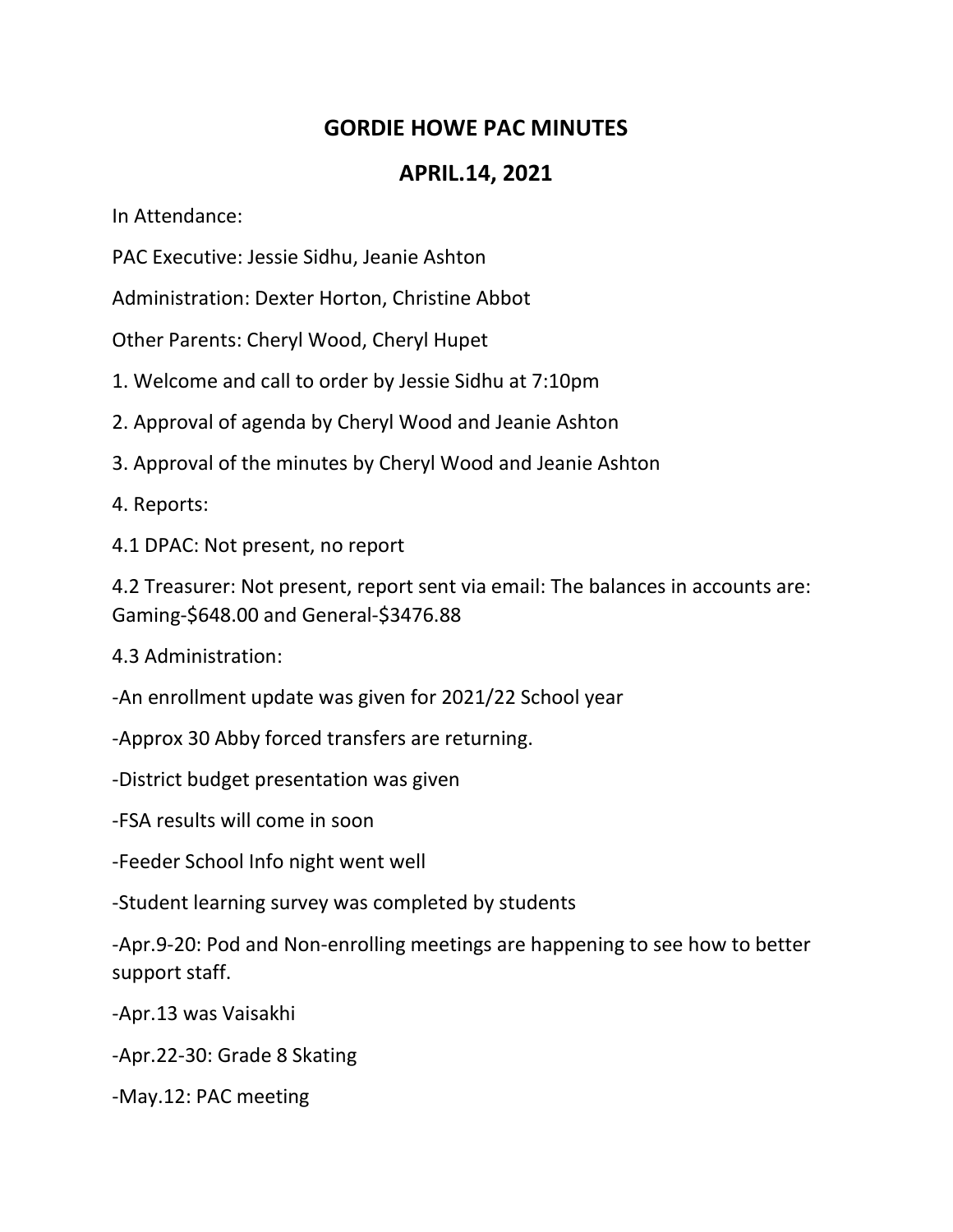# GORDIE HOWE PAC MINUTES

## APRIL.14, 2021

In Attendance:

PAC Executive: Jessie Sidhu, Jeanie Ashton

Administration: Dexter Horton, Christine Abbot

Other Parents: Cheryl Wood, Cheryl Hupet

1. Welcome and call to order by Jessie Sidhu at 7:10pm

2. Approval of agenda by Cheryl Wood and Jeanie Ashton

3. Approval of the minutes by Cheryl Wood and Jeanie Ashton

4. Reports:

4.1 DPAC: Not present, no report

4.2 Treasurer: Not present, report sent via email: The balances in accounts are: Gaming-$648.00 and General-$3476.88

4.3 Administration:

-An enrollment update was given for 2021/22 School year

-Approx 30 Abby forced transfers are returning.

-District budget presentation was given

-FSA results will come in soon

-Feeder School Info night went well

-Student learning survey was completed by students

-Apr.9-20: Pod and Non-enrolling meetings are happening to see how to better support staff.

-Apr.13 was Vaisakhi

-Apr.22-30: Grade 8 Skating

-May.12: PAC meeting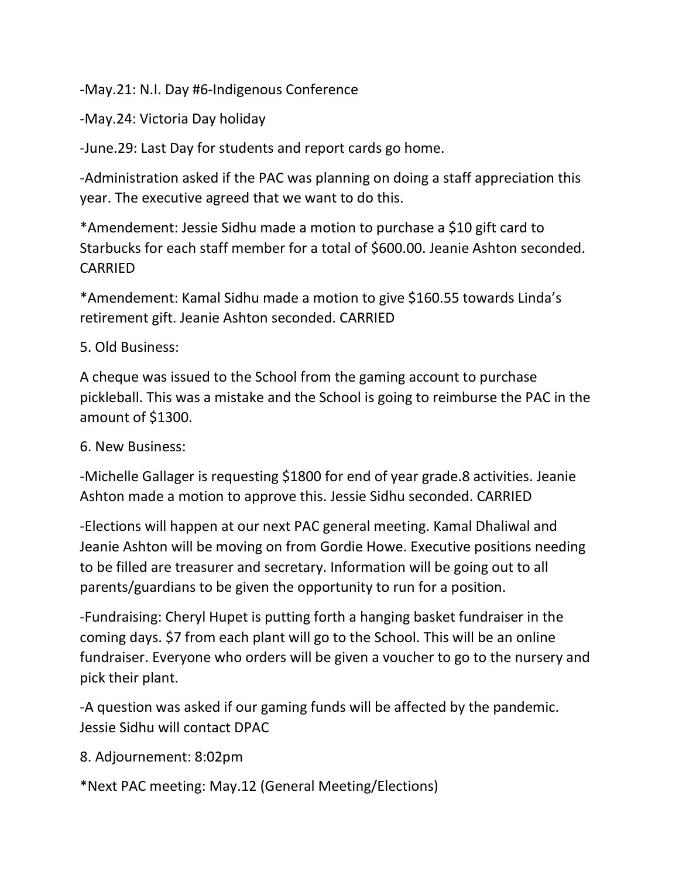-May.21: N.I. Day #6-Indigenous Conference

-May.24: Victoria Day holiday

-June.29: Last Day for students and report cards go home.

-Administration asked if the PAC was planning on doing a staff appreciation this year. The executive agreed that we want to do this.

*Amendement: Jessie Sidhu made a motion to purchase a $10 gift card to Starbucks for each staff member for a total of $600.00. Jeanie Ashton seconded. CARRIED

*Amendement: Kamal Sidhu made a motion to give $160.55 towards Linda's retirement gift. Jeanie Ashton seconded. CARRIED

5. Old Business:

A cheque was issued to the School from the gaming account to purchase pickleball. This was a mistake and the School is going to reimburse the PAC in the amount of $1300.

6. New Business:

-Michelle Gallager is requesting $1800 for end of year grade.8 activities. Jeanie Ashton made a motion to approve this. Jessie Sidhu seconded. CARRIED

-Elections will happen at our next PAC general meeting. Kamal Dhaliwal and Jeanie Ashton will be moving on from Gordie Howe. Executive positions needing to be filled are treasurer and secretary. Information will be going out to all parents/guardians to be given the opportunity to run for a position.

-Fundraising: Cheryl Hupet is putting forth a hanging basket fundraiser in the coming days. $7 from each plant will go to the School. This will be an online fundraiser. Everyone who orders will be given a voucher to go to the nursery and pick their plant.

-A question was asked if our gaming funds will be affected by the pandemic. Jessie Sidhu will contact DPAC

8. Adjournement: 8:02pm

*Next PAC meeting: May.12 (General Meeting/Elections)